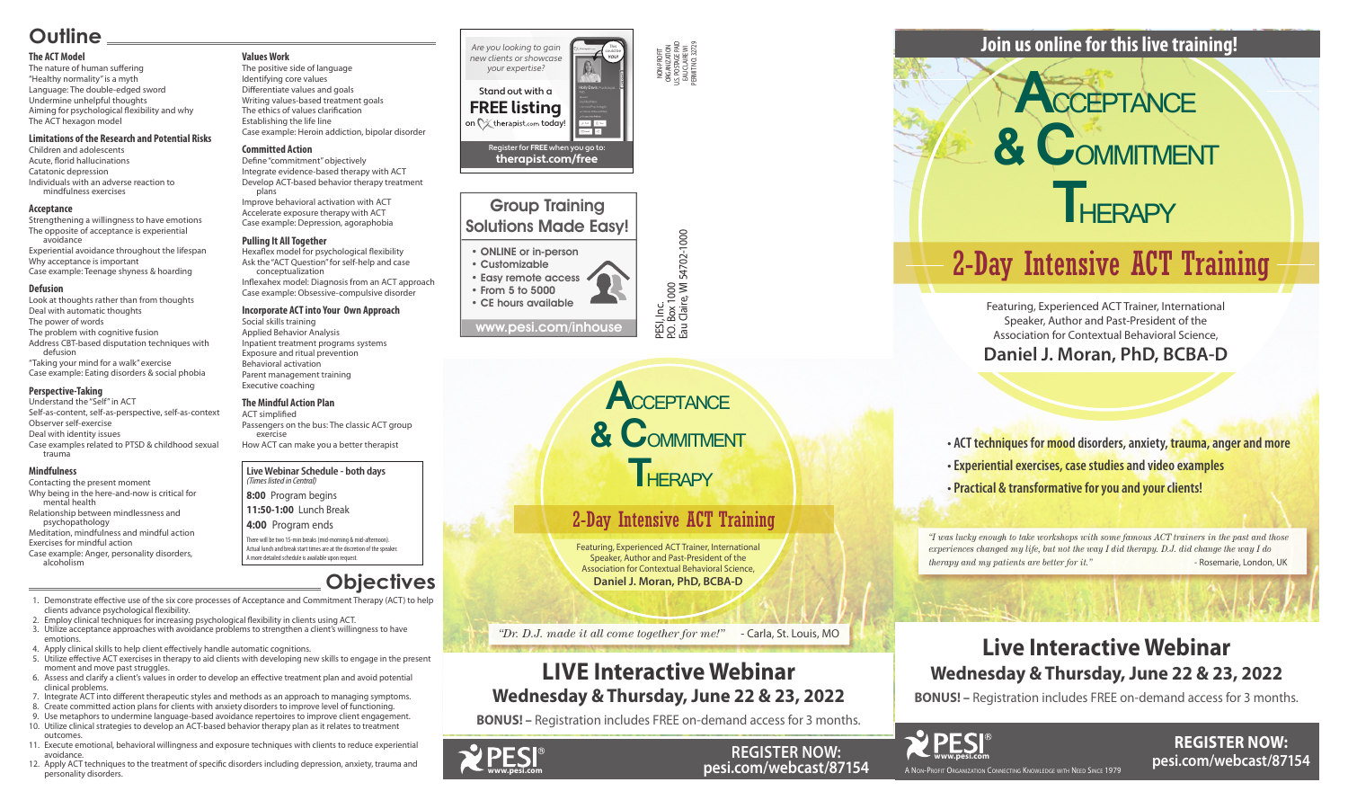# Outline

### The ACT Model
The nature of human suffering
"Healthy normality" is a myth
Language: The double-edged sword
Undermine unhelpful thoughts
Aiming for psychological flexibility and why
The ACT hexagon model

### Limitations of the Research and Potential Risks
Children and adolescents
Acute, florid hallucinations
Catatonic depression
Individuals with an adverse reaction to mindfulness exercises

### Acceptance
Strengthening a willingness to have emotions
The opposite of acceptance is experiential avoidance
Experiential avoidance throughout the lifespan
Why acceptance is important
Case example: Teenage shyness & hoarding

### Defusion
Look at thoughts rather than from thoughts
Deal with automatic thoughts
The power of words
The problem with cognitive fusion
Address CBT-based disputation techniques with defusion
"Taking your mind for a walk" exercise
Case example: Eating disorders & social phobia

### Perspective-Taking
Understand the "Self" in ACT
Self-as-content, self-as-perspective, self-as-context
Observer self-exercise
Deal with identity issues
Case examples related to PTSD & childhood sexual trauma

### Mindfulness
Contacting the present moment
Why being in the here-and-now is critical for mental health
Relationship between mindlessness and psychopathology
Meditation, mindfulness and mindful action
Exercises for mindful action
Case example: Anger, personality disorders, alcoholism

### Values Work
The positive side of language
Identifying core values
Differentiate values and goals
Writing values-based treatment goals
The ethics of values clarification
Establishing the life line
Case example: Heroin addiction, bipolar disorder

### Committed Action
Define "commitment" objectively
Integrate evidence-based therapy with ACT
Develop ACT-based behavior therapy treatment plans
Improve behavioral activation with ACT
Accelerate exposure therapy with ACT
Case example: Depression, agoraphobia

### Pulling It All Together
Hexaflex model for psychological flexibility
Ask the "ACT Question" for self-help and case conceptualization
Inflexahex model: Diagnosis from an ACT approach
Case example: Obsessive-compulsive disorder

### Incorporate ACT into Your Own Approach
Social skills training
Applied Behavior Analysis
Inpatient treatment programs systems
Exposure and ritual prevention
Behavioral activation
Parent management training
Executive coaching

### The Mindful Action Plan
ACT simplified
Passengers on the bus: The classic ACT group exercise
How ACT can make you a better therapist

**Live Webinar Schedule - both days**
*(Times listed in Central)*

**8:00** Program begins
**11:50-1:00** Lunch Break
**4:00** Program ends

There will be two 15-min breaks (mid-morning & mid-afternoon). Actual lunch and break start times are at the discretion of the speaker. A more detailed schedule is available upon request.

# Objectives

1. Demonstrate effective use of the six core processes of Acceptance and Commitment Therapy (ACT) to help clients advance psychological flexibility.
2. Employ clinical techniques for increasing psychological flexibility in clients using ACT.
3. Utilize acceptance approaches with avoidance problems to strengthen a client's willingness to have emotions.
4. Apply clinical skills to help client effectively handle automatic cognitions.
5. Utilize effective ACT exercises in therapy to aid clients with developing new skills to engage in the present moment and move past struggles.
6. Assess and clarify a client's values in order to develop an effective treatment plan and avoid potential clinical problems.
7. Integrate ACT into different therapeutic styles and methods as an approach to managing symptoms.
8. Create committed action plans for clients with anxiety disorders to improve level of functioning.
9. Use metaphors to undermine language-based avoidance repertoires to improve client engagement.
10. Utilize clinical strategies to develop an ACT-based behavior therapy plan as it relates to treatment outcomes.
11. Execute emotional, behavioral willingness and exposure techniques with clients to reduce experiential avoidance.
12. Apply ACT techniques to the treatment of specific disorders including depression, anxiety, trauma and personality disorders.

*Are you looking to gain new clients or showcase your expertise?*

Stand out with a **FREE listing** on therapist.com today!

Register for **FREE** when you go to: **therapist.com/free**

NON-PROFIT ORGANIZATION U.S. POSTAGE PAID EAU CLAIRE WI PERMIT NO. 32729

## Group Training Solutions Made Easy!

- ONLINE or in-person
- Customizable
- Easy remote access
- From 5 to 5000
- CE hours available

**www.pesi.com/inhouse**

PESI, Inc.
P.O. Box 1000
Eau Claire, WI 54702-1000

# Acceptance & Commitment Therapy

## 2-Day Intensive ACT Training

Featuring, Experienced ACT Trainer, International Speaker, Author and Past-President of the Association for Contextual Behavioral Science,
**Daniel J. Moran, PhD, BCBA-D**

*"Dr. D.J. made it all come together for me!"* - Carla, St. Louis, MO

## LIVE Interactive Webinar
### Wednesday & Thursday, June 22 & 23, 2022

**BONUS! –** Registration includes FREE on-demand access for 3 months.

PESI® www.pesi.com

**REGISTER NOW: pesi.com/webcast/87154**

## Join us online for this live training!

# Acceptance & Commitment Therapy

## 2-Day Intensive ACT Training

Featuring, Experienced ACT Trainer, International Speaker, Author and Past-President of the Association for Contextual Behavioral Science,
**Daniel J. Moran, PhD, BCBA-D**

- **ACT techniques for mood disorders, anxiety, trauma, anger and more**
- **Experiential exercises, case studies and video examples**
- **Practical & transformative for you and your clients!**

*"I was lucky enough to take workshops with some famous ACT trainers in the past and those experiences changed my life, but not the way I did therapy. D.J. did change the way I do therapy and my patients are better for it."* - Rosemarie, London, UK

## Live Interactive Webinar
### Wednesday & Thursday, June 22 & 23, 2022

**BONUS! –** Registration includes FREE on-demand access for 3 months.

PESI® www.pesi.com
A Non-Profit Organization Connecting Knowledge with Need Since 1979

**REGISTER NOW: pesi.com/webcast/87154**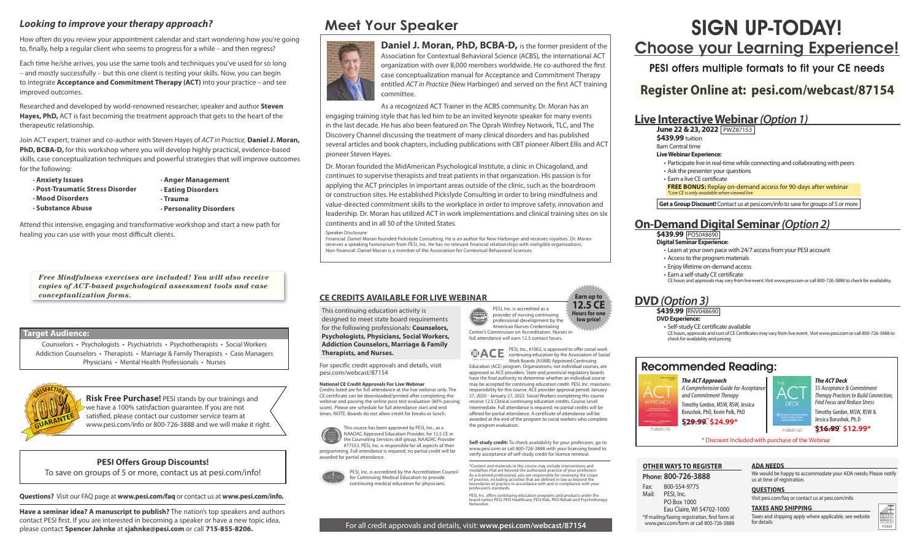## *Looking to improve your therapy approach?*

How often do you review your appointment calendar and start wondering how you're going to, finally, help a regular client who seems to progress for a while – and then regress?

Each time he/she arrives, you use the same tools and techniques you've used for so long – and mostly successfully – but this one client is testing your skills. Now, you can begin to integrate **Acceptance and Commitment Therapy (ACT)** into your practice – and see improved outcomes.

Researched and developed by world-renowned researcher, speaker and author **Steven Hayes, PhD,** ACT is fast becoming the treatment approach that gets to the heart of the therapeutic relationship.

Join ACT expert, trainer and co-author with Steven Hayes of *ACT in Practice*, **Daniel J. Moran, PhD, BCBA-D,** for this workshop where you will develop highly practical, evidence-based skills, case conceptualization techniques and powerful strategies that will improve outcomes for the following:

- **Anxiety Issues**
- **Post-Traumatic Stress Disorder**
- **Mood Disorders**
- **Substance Abuse**
- **Anger Management**
- **Eating Disorders**
- **Trauma**
- **Personality Disorders**

Attend this intensive, engaging and transformative workshop and start a new path for healing you can use with your most difficult clients.

***Free Mindfulness exercises are included! You will also receive copies of ACT-based psychological assessment tools and case conceptualization forms.***

### Target Audience:

Counselors • Psychologists • Psychiatrists • Psychotherapists • Social Workers Addiction Counselors • Therapists • Marriage & Family Therapists • Case Managers Physicians • Mental Health Professionals • Nurses

SATISFACTION 100% GUARANTEE

**Risk Free Purchase!** PESI stands by our trainings and we have a 100% satisfaction guarantee. If you are not satisfied, please contact our customer service team at www.pesi.com/info or 800-726-3888 and we will make it right.

**PESI Offers Group Discounts!**
To save on groups of 5 or more, contact us at pesi.com/info!

**Questions?** Visit our FAQ page at **www.pesi.com/faq** or contact us at **www.pesi.com/info.**

**Have a seminar idea? A manuscript to publish?** The nation's top speakers and authors contact PESI first. If you are interested in becoming a speaker or have a new topic idea, please contact **Spencer Jahnke** at **sjahnke@pesi.com** or call **715-855-8206.**

## Meet Your Speaker

**Daniel J. Moran, PhD, BCBA-D,** is the former president of the Association for Contextual Behavioral Science (ACBS), the international ACT organization with over 8,000 members worldwide. He co-authored the first case conceptualization manual for Acceptance and Commitment Therapy entitled *ACT in Practice* (New Harbinger) and served on the first ACT training committee.

As a recognized ACT Trainer in the ACBS community, Dr. Moran has an engaging training style that has led him to be an invited keynote speaker for many events in the last decade. He has also been featured on The Oprah Winfrey Network, TLC, and The Discovery Channel discussing the treatment of many clinical disorders and has published several articles and book chapters, including publications with CBT pioneer Albert Ellis and ACT pioneer Steven Hayes.

Dr. Moran founded the MidAmerican Psychological Institute, a clinic in Chicagoland, and continues to supervise therapists and treat patients in that organization. His passion is for applying the ACT principles in important areas outside of the clinic, such as the boardroom or construction sites. He established Pickslyde Consulting in order to bring mindfulness and value-directed commitment skills to the workplace in order to improve safety, innovation and leadership. Dr. Moran has utilized ACT in work implementations and clinical training sites on six continents and in all 50 of the United States.

Speaker Disclosure:
Financial: Daniel Moran founded Pickslyde Consulting. He is an author for New Harbinger and receives royalties. Dr. Moran receives a speaking honorarium from PESI, Inc. He has no relevant financial relationships with ineligible organizations.
Non-financial: Daniel Moran is a member of the Association for Contextual Behavioral Sciences.

### CE CREDITS AVAILABLE FOR LIVE WEBINAR

**Earn up to 12.5 CE Hours for one low price!**

This continuing education activity is designed to meet state board requirements for the following professionals: **Counselors, Psychologists, Physicians, Social Workers, Addiction Counselors, Marriage & Family Therapists, and Nurses.**

For specific credit approvals and details, visit pesi.com/webcast/87154

**National CE Credit Approvals For Live Webinar**
Credits listed are for full attendance at the live webinar only. The CE certificate can be downloaded/printed after completing the webinar and passing the online post-test evaluation (80% passing score). Please see schedule for full attendance start and end times. NOTE: Boards do not allow credit for breaks or lunch.

This course has been approved by PESI, Inc., as a NAADAC Approved Education Provider, for 12.5 CE in the Counseling Services skill group. NAADAC Provider #77553. PESI, Inc. is responsible for all aspects of their programming. Full attendance is required; no partial credit will be awarded for partial attendance.

PESI, Inc. is accredited by the Accreditation Council for Continuing Medical Education to provide continuing medical education for physicians.

PESI, Inc. is accredited as a provider of nursing continuing professional development by the American Nurses Credentialing Center's Commission on Accreditation. Nurses in full attendance will earn 12.5 contact hours.

PESI, Inc., #1062, is approved to offer social work continuing education by the Association of Social Work Boards (ASWB) Approved Continuing Education (ACE) program. Organizations, not individual courses, are approved as ACE providers. State and provincial regulatory boards have the final authority to determine whether an individual course may be accepted for continuing education credit. PESI, Inc. maintains responsibility for this course. ACE provider approval period: January 27, 2020 - January 27, 2023. Social Workers completing this course receive 12.5 Clinical continuing education credits. Course Level: Intermediate. Full attendance is required; no partial credits will be offered for partial attendance. A certificate of attendance will be awarded at the end of the program to social workers who complete the program evaluation.

**Self-study credit:** To check availability for your profession, go to www.pesi.com or call 800-726-3888 with your licensing board to verify acceptance of self-study credit for license renewal.

*Content and materials in this course may include interventions and modalities that are beyond the authorized practice of your profession. As a licensed professional, you are responsible for reviewing the scope of practice, including activities that are defined in law as beyond the boundaries of practice in accordance with and in compliance with your profession's standards.

PESI, Inc. offers continuing education programs and products under the brand names PESI, PESI Healthcare, PESI Kids, PESI Rehab and Psychotherapy Networker.

For all credit approvals and details, visit: **www.pesi.com/webcast/87154**

# SIGN UP-TODAY!

## Choose your Learning Experience!

**PESI offers multiple formats to fit your CE needs**

## Register Online at: pesi.com/webcast/87154

### Live Interactive Webinar *(Option 1)*

**June 22 & 23, 2022** PWZ87153
**$439.99** tuition
8am Central time
**Live Webinar Experience:**

- Participate live in real-time while connecting and collaborating with peers
- Ask the presenter your questions
- Earn a live CE certificate

**FREE BONUS:** Replay on-demand access for 90-days after webinar
*Live CE is only available when viewed live*

**Get a Group Discount!** Contact us at pesi.com/info to save for groups of 5 or more

### On-Demand Digital Seminar *(Option 2)*

**$439.99** POS048690
**Digital Seminar Experience:**

- Learn at your own pace with 24/7 access from your PESI account
- Access to the program materials
- Enjoy lifetime on-demand access
- Earn a self-study CE certificate

CE hours and approvals may vary from live event. Visit www.pesi.com or call 800-726-3888 to check for availability.

### DVD *(Option 3)*

**$439.99** RNV048690
**DVD Experience:**

- Self-study CE certificate available

CE hours, approvals and cost of CE Certificates may vary from live event. Visit www.pesi.com or call 800-726-3888 to check for availability and pricing

### Recommended Reading:

***The ACT Approach***
*A Comprehensive Guide for Acceptance and Commitment Therapy*
Timothy Gordon, MSW, RSW, Jessica Borushok, PhD, Kevin Polk, PhD
~~$29.99~~ **$24.99***
PUB085130

***The ACT Deck***
*55 Acceptance & Commitment Therapy Practices to Build Connection, Find Focus and Reduce Stress*
Timothy Gordon, MSW, RSW & Jessica Borushok, Ph.D
~~$16.99~~ **$12.99***
PUB085185

* Discount Included with purchase of the Webinar

### OTHER WAYS TO REGISTER

**Phone: 800-726-3888**
Fax: 800-554-9775
Mail: PESI, Inc.
PO Box 1000
Eau Claire, WI 54702-1000

*If mailing/faxing registration, find form at www.pesi.com/form or call 800-726-3888

### ADA NEEDS

We would be happy to accommodate your ADA needs; Please notify us at time of registration.

### QUESTIONS

Visit pesi.com/faq or contact us at pesi.com/info

### TAXES AND SHIPPING

Taxes and shipping apply where applicable, see website for details

©2022